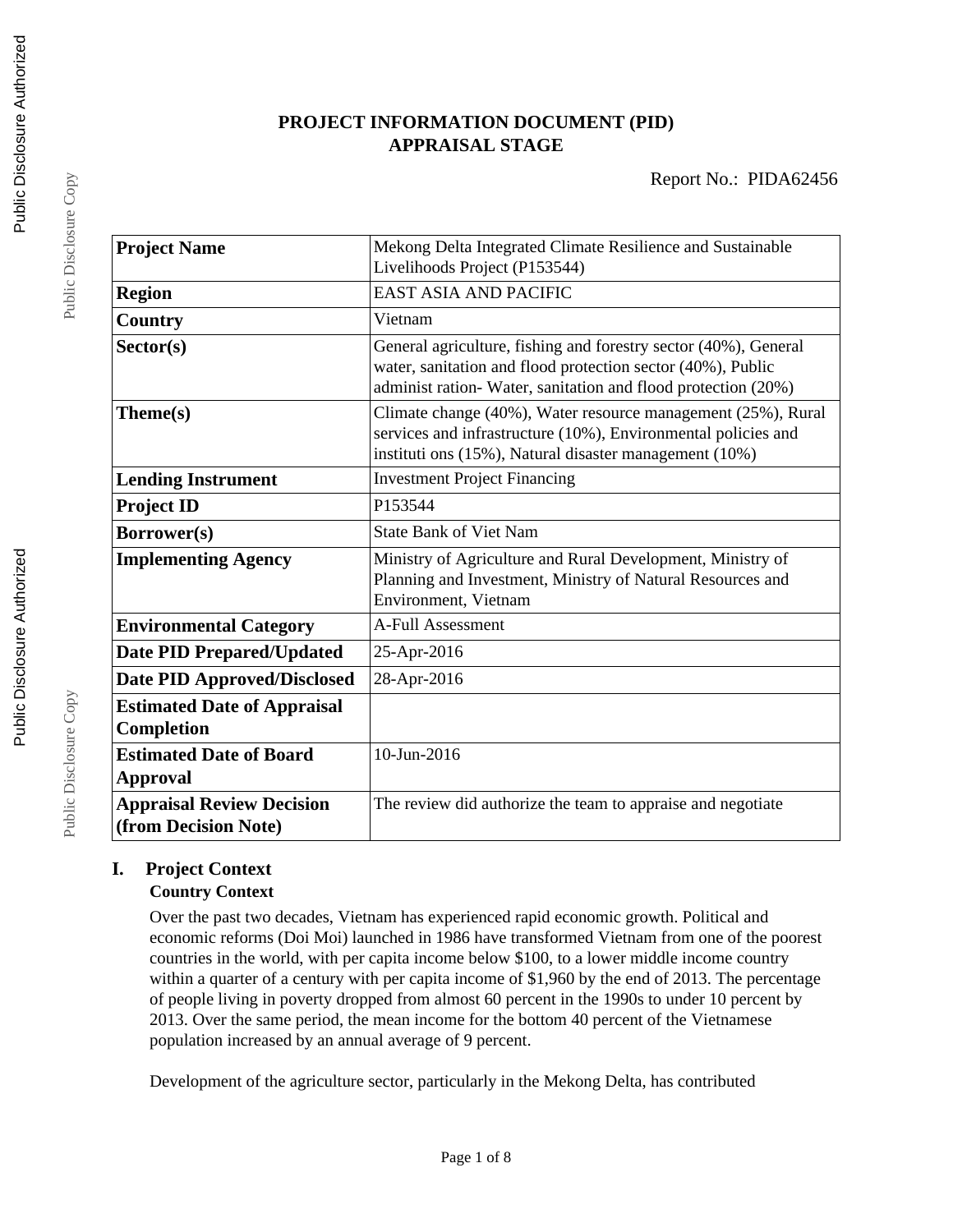# PROJECT INFORMATION DOCUMENT (PID)
# APPRAISAL STAGE

Report No.: PIDA62456

| **Project Name** | Mekong Delta Integrated Climate Resilience and Sustainable Livelihoods Project (P153544) |
|---|---|
| **Region** | EAST ASIA AND PACIFIC |
| **Country** | Vietnam |
| **Sector(s)** | General agriculture, fishing and forestry sector (40%), General water, sanitation and flood protection sector (40%), Public administ ration- Water, sanitation and flood protection (20%) |
| **Theme(s)** | Climate change (40%), Water resource management (25%), Rural services and infrastructure (10%), Environmental policies and instituti ons (15%), Natural disaster management (10%) |
| **Lending Instrument** | Investment Project Financing |
| **Project ID** | P153544 |
| **Borrower(s)** | State Bank of Viet Nam |
| **Implementing Agency** | Ministry of Agriculture and Rural Development, Ministry of Planning and Investment, Ministry of Natural Resources and Environment, Vietnam |
| **Environmental Category** | A-Full Assessment |
| **Date PID Prepared/Updated** | 25-Apr-2016 |
| **Date PID Approved/Disclosed** | 28-Apr-2016 |
| **Estimated Date of Appraisal Completion** | |
| **Estimated Date of Board Approval** | 10-Jun-2016 |
| **Appraisal Review Decision (from Decision Note)** | The review did authorize the team to appraise and negotiate |

## I. Project Context

### Country Context

Over the past two decades, Vietnam has experienced rapid economic growth. Political and economic reforms (Doi Moi) launched in 1986 have transformed Vietnam from one of the poorest countries in the world, with per capita income below $100, to a lower middle income country within a quarter of a century with per capita income of $1,960 by the end of 2013. The percentage of people living in poverty dropped from almost 60 percent in the 1990s to under 10 percent by 2013. Over the same period, the mean income for the bottom 40 percent of the Vietnamese population increased by an annual average of 9 percent.

Development of the agriculture sector, particularly in the Mekong Delta, has contributed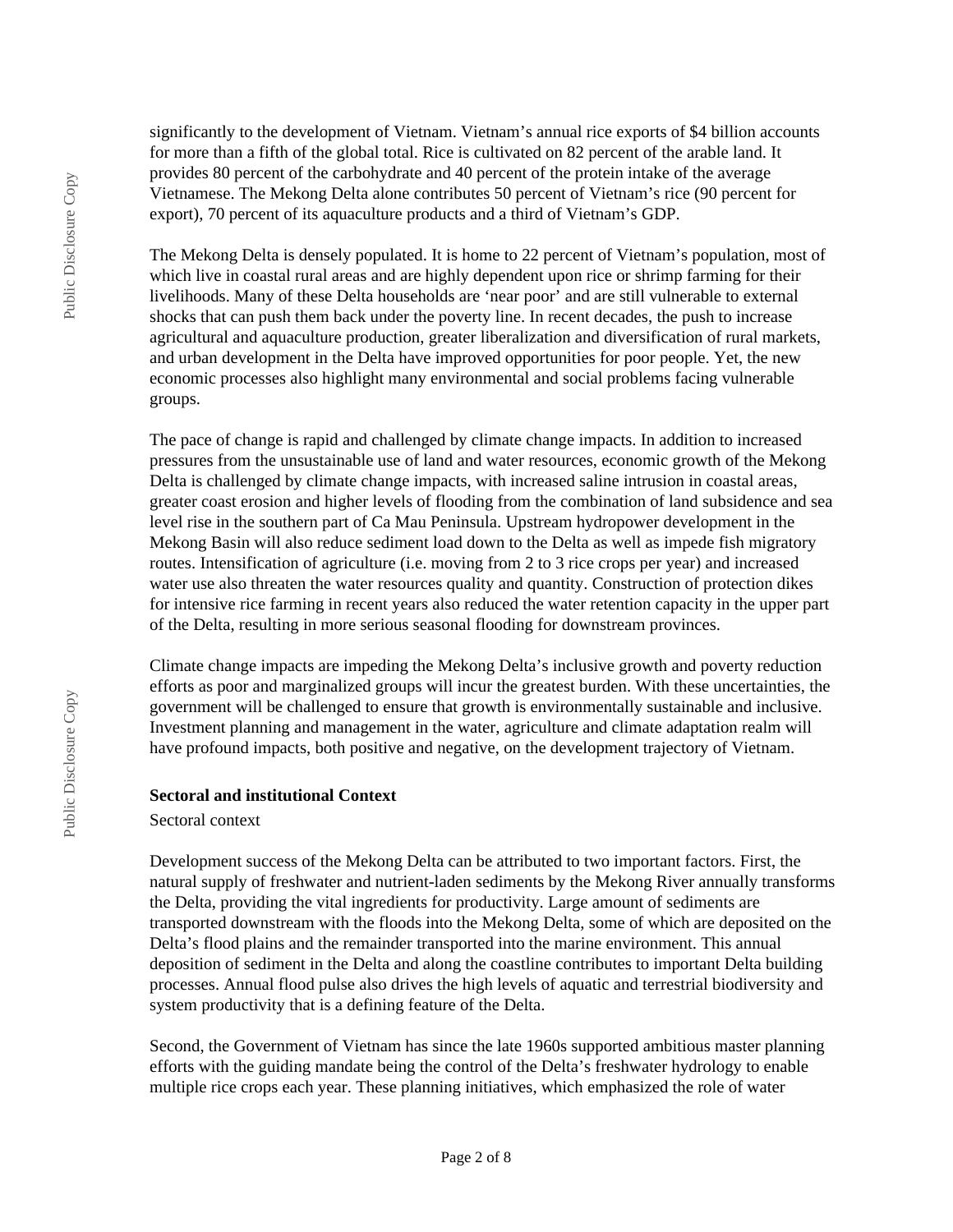significantly to the development of Vietnam. Vietnam's annual rice exports of $4 billion accounts for more than a fifth of the global total. Rice is cultivated on 82 percent of the arable land. It provides 80 percent of the carbohydrate and 40 percent of the protein intake of the average Vietnamese. The Mekong Delta alone contributes 50 percent of Vietnam's rice (90 percent for export), 70 percent of its aquaculture products and a third of Vietnam's GDP.

The Mekong Delta is densely populated. It is home to 22 percent of Vietnam's population, most of which live in coastal rural areas and are highly dependent upon rice or shrimp farming for their livelihoods. Many of these Delta households are 'near poor' and are still vulnerable to external shocks that can push them back under the poverty line. In recent decades, the push to increase agricultural and aquaculture production, greater liberalization and diversification of rural markets, and urban development in the Delta have improved opportunities for poor people. Yet, the new economic processes also highlight many environmental and social problems facing vulnerable groups.

The pace of change is rapid and challenged by climate change impacts. In addition to increased pressures from the unsustainable use of land and water resources, economic growth of the Mekong Delta is challenged by climate change impacts, with increased saline intrusion in coastal areas, greater coast erosion and higher levels of flooding from the combination of land subsidence and sea level rise in the southern part of Ca Mau Peninsula. Upstream hydropower development in the Mekong Basin will also reduce sediment load down to the Delta as well as impede fish migratory routes. Intensification of agriculture (i.e. moving from 2 to 3 rice crops per year) and increased water use also threaten the water resources quality and quantity. Construction of protection dikes for intensive rice farming in recent years also reduced the water retention capacity in the upper part of the Delta, resulting in more serious seasonal flooding for downstream provinces.

Climate change impacts are impeding the Mekong Delta's inclusive growth and poverty reduction efforts as poor and marginalized groups will incur the greatest burden. With these uncertainties, the government will be challenged to ensure that growth is environmentally sustainable and inclusive. Investment planning and management in the water, agriculture and climate adaptation realm will have profound impacts, both positive and negative, on the development trajectory of Vietnam.

**Sectoral and institutional Context**

Sectoral context

Development success of the Mekong Delta can be attributed to two important factors. First, the natural supply of freshwater and nutrient-laden sediments by the Mekong River annually transforms the Delta, providing the vital ingredients for productivity. Large amount of sediments are transported downstream with the floods into the Mekong Delta, some of which are deposited on the Delta's flood plains and the remainder transported into the marine environment. This annual deposition of sediment in the Delta and along the coastline contributes to important Delta building processes. Annual flood pulse also drives the high levels of aquatic and terrestrial biodiversity and system productivity that is a defining feature of the Delta.

Second, the Government of Vietnam has since the late 1960s supported ambitious master planning efforts with the guiding mandate being the control of the Delta's freshwater hydrology to enable multiple rice crops each year. These planning initiatives, which emphasized the role of water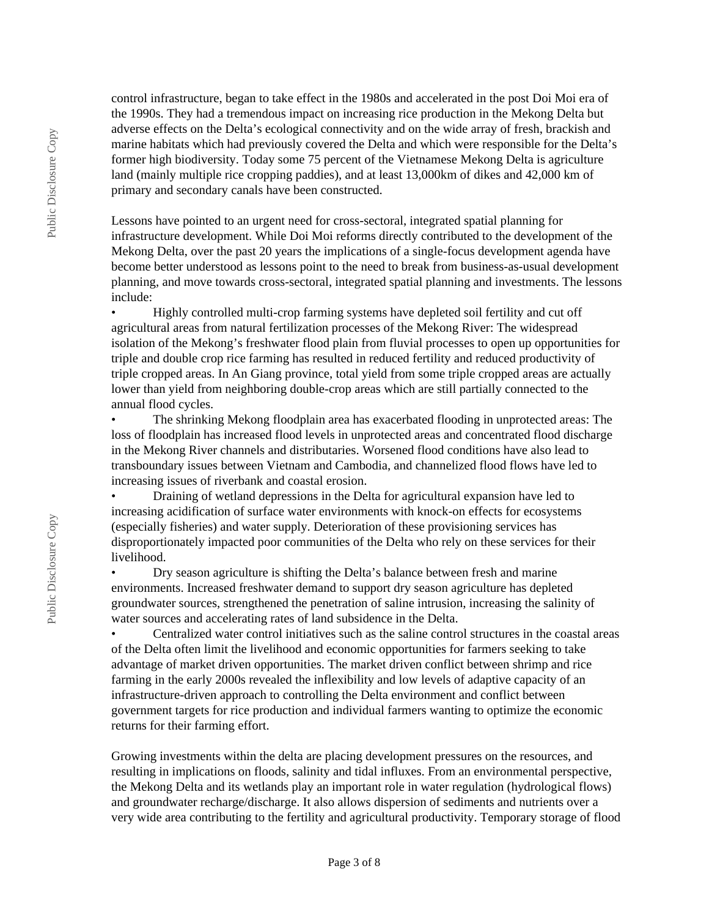control infrastructure, began to take effect in the 1980s and accelerated in the post Doi Moi era of the 1990s. They had a tremendous impact on increasing rice production in the Mekong Delta but adverse effects on the Delta's ecological connectivity and on the wide array of fresh, brackish and marine habitats which had previously covered the Delta and which were responsible for the Delta's former high biodiversity. Today some 75 percent of the Vietnamese Mekong Delta is agriculture land (mainly multiple rice cropping paddies), and at least 13,000km of dikes and 42,000 km of primary and secondary canals have been constructed.

Lessons have pointed to an urgent need for cross-sectoral, integrated spatial planning for infrastructure development. While Doi Moi reforms directly contributed to the development of the Mekong Delta, over the past 20 years the implications of a single-focus development agenda have become better understood as lessons point to the need to break from business-as-usual development planning, and move towards cross-sectoral, integrated spatial planning and investments. The lessons include:

- Highly controlled multi-crop farming systems have depleted soil fertility and cut off agricultural areas from natural fertilization processes of the Mekong River: The widespread isolation of the Mekong's freshwater flood plain from fluvial processes to open up opportunities for triple and double crop rice farming has resulted in reduced fertility and reduced productivity of triple cropped areas. In An Giang province, total yield from some triple cropped areas are actually lower than yield from neighboring double-crop areas which are still partially connected to the annual flood cycles.
- The shrinking Mekong floodplain area has exacerbated flooding in unprotected areas: The loss of floodplain has increased flood levels in unprotected areas and concentrated flood discharge in the Mekong River channels and distributaries. Worsened flood conditions have also lead to transboundary issues between Vietnam and Cambodia, and channelized flood flows have led to increasing issues of riverbank and coastal erosion.
- Draining of wetland depressions in the Delta for agricultural expansion have led to increasing acidification of surface water environments with knock-on effects for ecosystems (especially fisheries) and water supply. Deterioration of these provisioning services has disproportionately impacted poor communities of the Delta who rely on these services for their livelihood.
- Dry season agriculture is shifting the Delta's balance between fresh and marine environments. Increased freshwater demand to support dry season agriculture has depleted groundwater sources, strengthened the penetration of saline intrusion, increasing the salinity of water sources and accelerating rates of land subsidence in the Delta.
- Centralized water control initiatives such as the saline control structures in the coastal areas of the Delta often limit the livelihood and economic opportunities for farmers seeking to take advantage of market driven opportunities. The market driven conflict between shrimp and rice farming in the early 2000s revealed the inflexibility and low levels of adaptive capacity of an infrastructure-driven approach to controlling the Delta environment and conflict between government targets for rice production and individual farmers wanting to optimize the economic returns for their farming effort.

Growing investments within the delta are placing development pressures on the resources, and resulting in implications on floods, salinity and tidal influxes. From an environmental perspective, the Mekong Delta and its wetlands play an important role in water regulation (hydrological flows) and groundwater recharge/discharge. It also allows dispersion of sediments and nutrients over a very wide area contributing to the fertility and agricultural productivity. Temporary storage of flood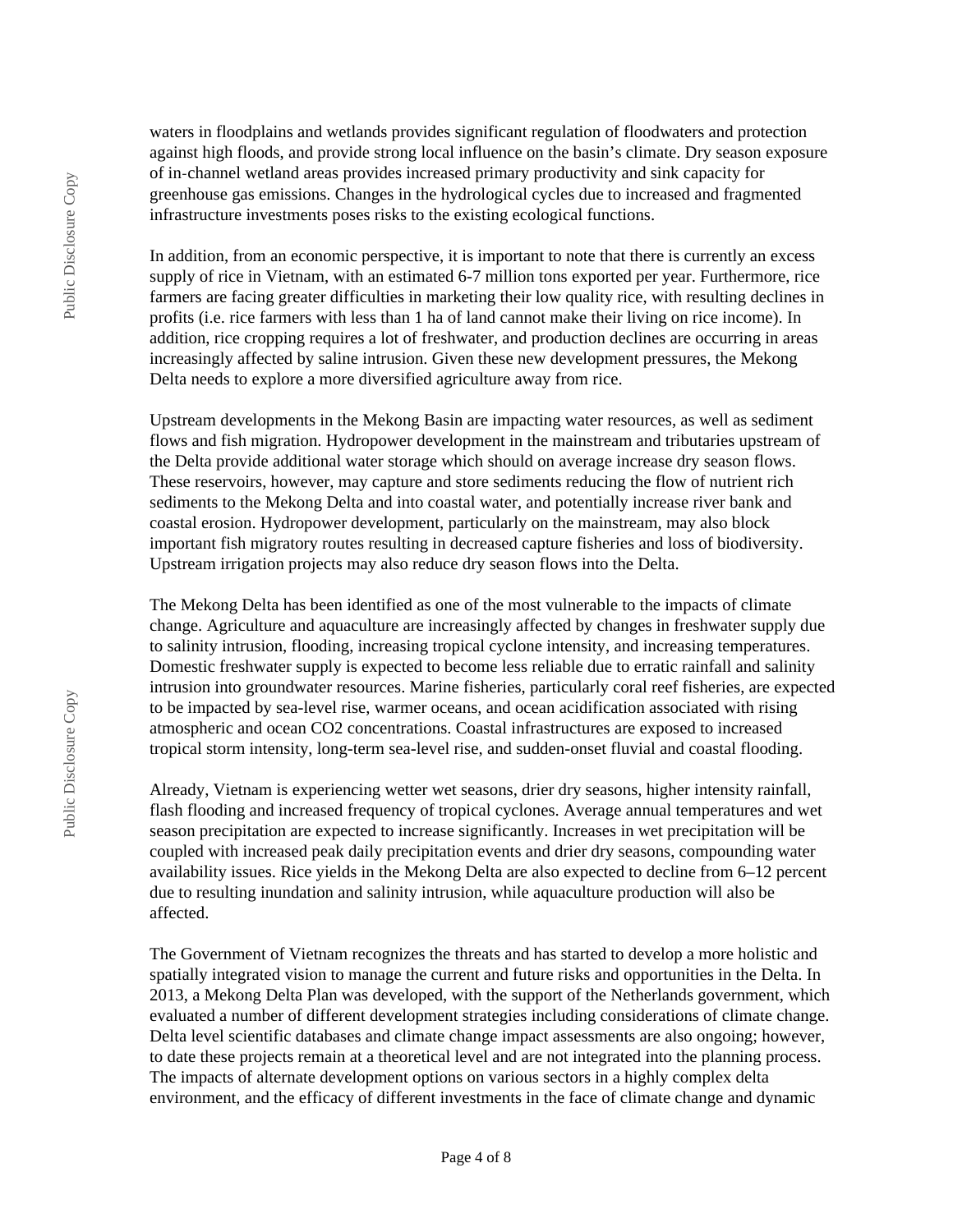waters in floodplains and wetlands provides significant regulation of floodwaters and protection against high floods, and provide strong local influence on the basin's climate. Dry season exposure of in-channel wetland areas provides increased primary productivity and sink capacity for greenhouse gas emissions. Changes in the hydrological cycles due to increased and fragmented infrastructure investments poses risks to the existing ecological functions.

In addition, from an economic perspective, it is important to note that there is currently an excess supply of rice in Vietnam, with an estimated 6-7 million tons exported per year. Furthermore, rice farmers are facing greater difficulties in marketing their low quality rice, with resulting declines in profits (i.e. rice farmers with less than 1 ha of land cannot make their living on rice income). In addition, rice cropping requires a lot of freshwater, and production declines are occurring in areas increasingly affected by saline intrusion. Given these new development pressures, the Mekong Delta needs to explore a more diversified agriculture away from rice.

Upstream developments in the Mekong Basin are impacting water resources, as well as sediment flows and fish migration. Hydropower development in the mainstream and tributaries upstream of the Delta provide additional water storage which should on average increase dry season flows. These reservoirs, however, may capture and store sediments reducing the flow of nutrient rich sediments to the Mekong Delta and into coastal water, and potentially increase river bank and coastal erosion. Hydropower development, particularly on the mainstream, may also block important fish migratory routes resulting in decreased capture fisheries and loss of biodiversity. Upstream irrigation projects may also reduce dry season flows into the Delta.

The Mekong Delta has been identified as one of the most vulnerable to the impacts of climate change. Agriculture and aquaculture are increasingly affected by changes in freshwater supply due to salinity intrusion, flooding, increasing tropical cyclone intensity, and increasing temperatures. Domestic freshwater supply is expected to become less reliable due to erratic rainfall and salinity intrusion into groundwater resources. Marine fisheries, particularly coral reef fisheries, are expected to be impacted by sea-level rise, warmer oceans, and ocean acidification associated with rising atmospheric and ocean $CO_2$ concentrations. Coastal infrastructures are exposed to increased tropical storm intensity, long-term sea-level rise, and sudden-onset fluvial and coastal flooding.

Already, Vietnam is experiencing wetter wet seasons, drier dry seasons, higher intensity rainfall, flash flooding and increased frequency of tropical cyclones. Average annual temperatures and wet season precipitation are expected to increase significantly. Increases in wet precipitation will be coupled with increased peak daily precipitation events and drier dry seasons, compounding water availability issues. Rice yields in the Mekong Delta are also expected to decline from 6–12 percent due to resulting inundation and salinity intrusion, while aquaculture production will also be affected.

The Government of Vietnam recognizes the threats and has started to develop a more holistic and spatially integrated vision to manage the current and future risks and opportunities in the Delta. In 2013, a Mekong Delta Plan was developed, with the support of the Netherlands government, which evaluated a number of different development strategies including considerations of climate change. Delta level scientific databases and climate change impact assessments are also ongoing; however, to date these projects remain at a theoretical level and are not integrated into the planning process. The impacts of alternate development options on various sectors in a highly complex delta environment, and the efficacy of different investments in the face of climate change and dynamic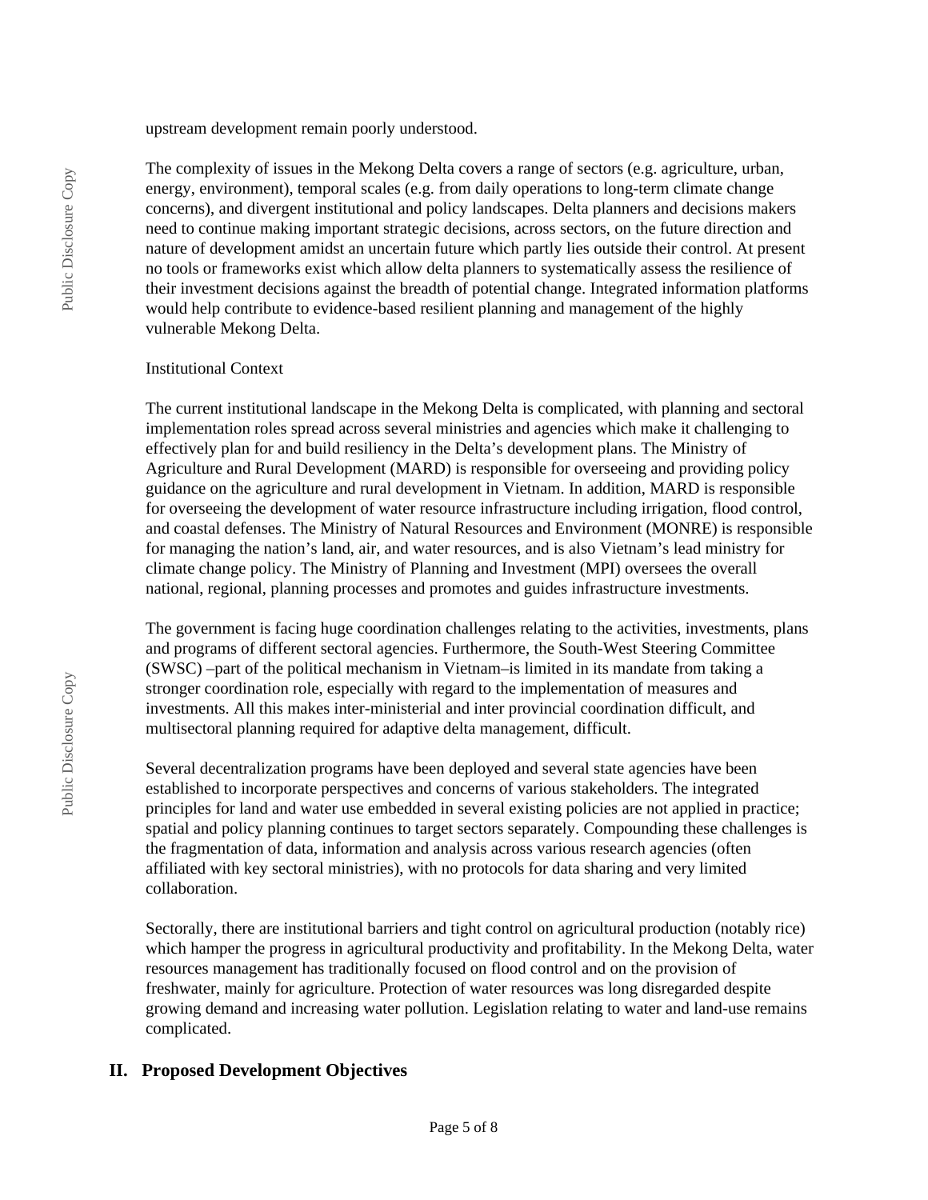upstream development remain poorly understood.

The complexity of issues in the Mekong Delta covers a range of sectors (e.g. agriculture, urban, energy, environment), temporal scales (e.g. from daily operations to long-term climate change concerns), and divergent institutional and policy landscapes. Delta planners and decisions makers need to continue making important strategic decisions, across sectors, on the future direction and nature of development amidst an uncertain future which partly lies outside their control. At present no tools or frameworks exist which allow delta planners to systematically assess the resilience of their investment decisions against the breadth of potential change. Integrated information platforms would help contribute to evidence-based resilient planning and management of the highly vulnerable Mekong Delta.

Institutional Context

The current institutional landscape in the Mekong Delta is complicated, with planning and sectoral implementation roles spread across several ministries and agencies which make it challenging to effectively plan for and build resiliency in the Delta's development plans. The Ministry of Agriculture and Rural Development (MARD) is responsible for overseeing and providing policy guidance on the agriculture and rural development in Vietnam. In addition, MARD is responsible for overseeing the development of water resource infrastructure including irrigation, flood control, and coastal defenses. The Ministry of Natural Resources and Environment (MONRE) is responsible for managing the nation's land, air, and water resources, and is also Vietnam's lead ministry for climate change policy. The Ministry of Planning and Investment (MPI) oversees the overall national, regional, planning processes and promotes and guides infrastructure investments.

The government is facing huge coordination challenges relating to the activities, investments, plans and programs of different sectoral agencies. Furthermore, the South-West Steering Committee (SWSC) –part of the political mechanism in Vietnam–is limited in its mandate from taking a stronger coordination role, especially with regard to the implementation of measures and investments. All this makes inter-ministerial and inter provincial coordination difficult, and multisectoral planning required for adaptive delta management, difficult.

Several decentralization programs have been deployed and several state agencies have been established to incorporate perspectives and concerns of various stakeholders. The integrated principles for land and water use embedded in several existing policies are not applied in practice; spatial and policy planning continues to target sectors separately. Compounding these challenges is the fragmentation of data, information and analysis across various research agencies (often affiliated with key sectoral ministries), with no protocols for data sharing and very limited collaboration.

Sectorally, there are institutional barriers and tight control on agricultural production (notably rice) which hamper the progress in agricultural productivity and profitability. In the Mekong Delta, water resources management has traditionally focused on flood control and on the provision of freshwater, mainly for agriculture. Protection of water resources was long disregarded despite growing demand and increasing water pollution. Legislation relating to water and land-use remains complicated.

## II. Proposed Development Objectives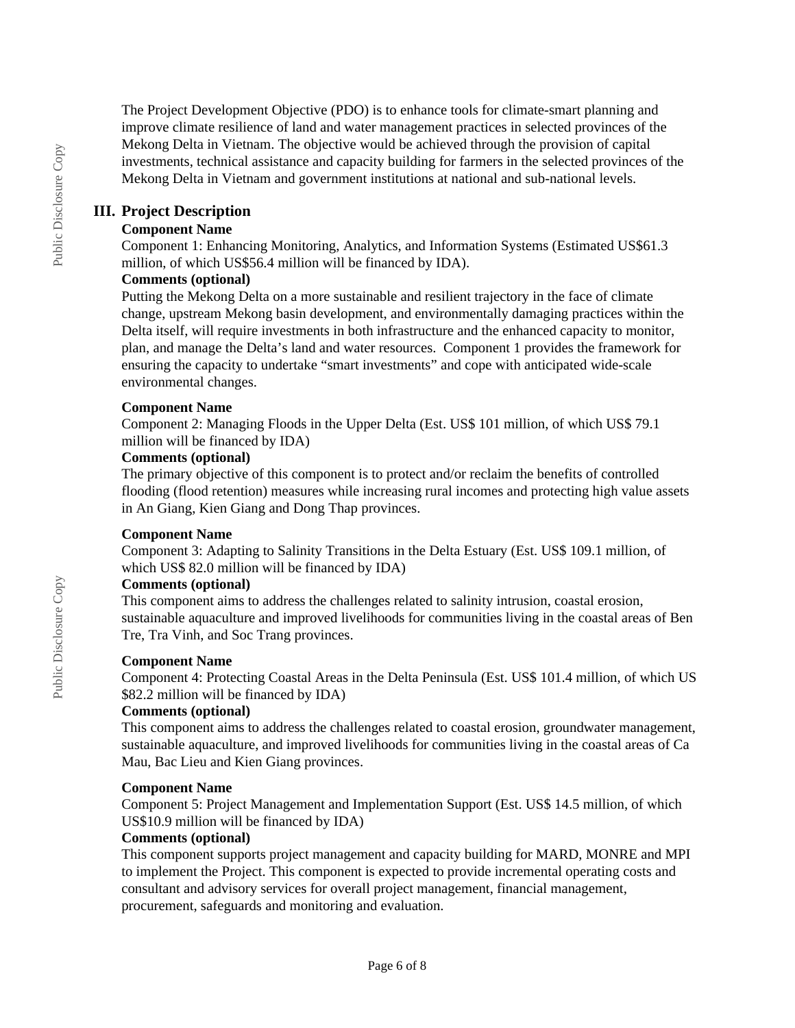The Project Development Objective (PDO) is to enhance tools for climate-smart planning and improve climate resilience of land and water management practices in selected provinces of the Mekong Delta in Vietnam. The objective would be achieved through the provision of capital investments, technical assistance and capacity building for farmers in the selected provinces of the Mekong Delta in Vietnam and government institutions at national and sub-national levels.

## III. Project Description

**Component Name**

Component 1: Enhancing Monitoring, Analytics, and Information Systems (Estimated US$61.3 million, of which US$56.4 million will be financed by IDA).

**Comments (optional)**

Putting the Mekong Delta on a more sustainable and resilient trajectory in the face of climate change, upstream Mekong basin development, and environmentally damaging practices within the Delta itself, will require investments in both infrastructure and the enhanced capacity to monitor, plan, and manage the Delta's land and water resources. Component 1 provides the framework for ensuring the capacity to undertake "smart investments" and cope with anticipated wide-scale environmental changes.

**Component Name**

Component 2: Managing Floods in the Upper Delta (Est. US$ 101 million, of which US$ 79.1 million will be financed by IDA)

**Comments (optional)**

The primary objective of this component is to protect and/or reclaim the benefits of controlled flooding (flood retention) measures while increasing rural incomes and protecting high value assets in An Giang, Kien Giang and Dong Thap provinces.

**Component Name**

Component 3: Adapting to Salinity Transitions in the Delta Estuary (Est. US$ 109.1 million, of which US$ 82.0 million will be financed by IDA)

**Comments (optional)**

This component aims to address the challenges related to salinity intrusion, coastal erosion, sustainable aquaculture and improved livelihoods for communities living in the coastal areas of Ben Tre, Tra Vinh, and Soc Trang provinces.

**Component Name**

Component 4: Protecting Coastal Areas in the Delta Peninsula (Est. US$ 101.4 million, of which US $82.2 million will be financed by IDA)

**Comments (optional)**

This component aims to address the challenges related to coastal erosion, groundwater management, sustainable aquaculture, and improved livelihoods for communities living in the coastal areas of Ca Mau, Bac Lieu and Kien Giang provinces.

**Component Name**

Component 5: Project Management and Implementation Support (Est. US$ 14.5 million, of which US$10.9 million will be financed by IDA)

**Comments (optional)**

This component supports project management and capacity building for MARD, MONRE and MPI to implement the Project. This component is expected to provide incremental operating costs and consultant and advisory services for overall project management, financial management, procurement, safeguards and monitoring and evaluation.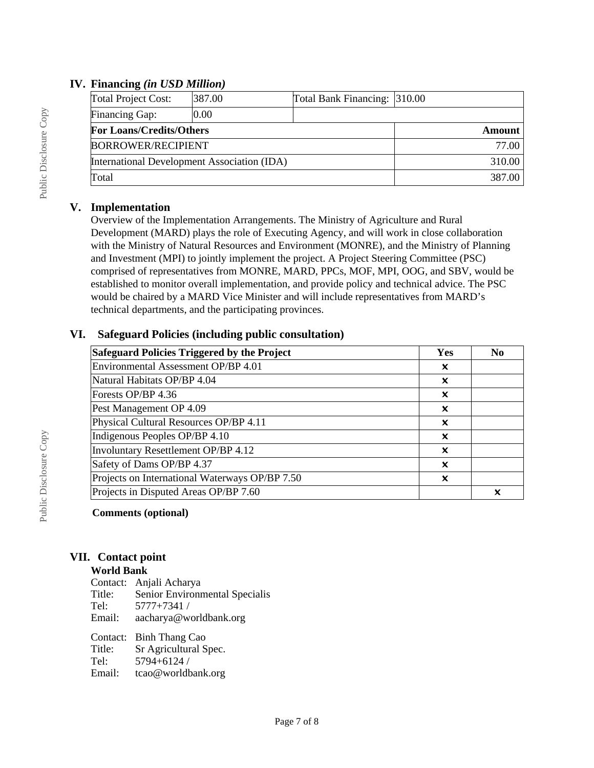## IV. Financing *(in USD Million)*

| Total Project Cost: | 387.00 | Total Bank Financing: | 310.00 |
|---|---|---|---|
| Financing Gap: | 0.00 | | |

| **For Loans/Credits/Others** | **Amount** |
|---|---|
| BORROWER/RECIPIENT | 77.00 |
| International Development Association (IDA) | 310.00 |
| Total | 387.00 |

## V. Implementation

Overview of the Implementation Arrangements. The Ministry of Agriculture and Rural Development (MARD) plays the role of Executing Agency, and will work in close collaboration with the Ministry of Natural Resources and Environment (MONRE), and the Ministry of Planning and Investment (MPI) to jointly implement the project. A Project Steering Committee (PSC) comprised of representatives from MONRE, MARD, PPCs, MOF, MPI, OOG, and SBV, would be established to monitor overall implementation, and provide policy and technical advice. The PSC would be chaired by a MARD Vice Minister and will include representatives from MARD's technical departments, and the participating provinces.

## VI. Safeguard Policies (including public consultation)

| Safeguard Policies Triggered by the Project | Yes | No |
|---|---|---|
| Environmental Assessment OP/BP 4.01 | x | |
| Natural Habitats OP/BP 4.04 | x | |
| Forests OP/BP 4.36 | x | |
| Pest Management OP 4.09 | x | |
| Physical Cultural Resources OP/BP 4.11 | x | |
| Indigenous Peoples OP/BP 4.10 | x | |
| Involuntary Resettlement OP/BP 4.12 | x | |
| Safety of Dams OP/BP 4.37 | x | |
| Projects on International Waterways OP/BP 7.50 | x | |
| Projects in Disputed Areas OP/BP 7.60 | | x |

**Comments (optional)**

## VII. Contact point

**World Bank**

Contact: Anjali Acharya
Title: Senior Environmental Specialis
Tel: 5777+7341 /
Email: aacharya@worldbank.org

Contact: Binh Thang Cao
Title: Sr Agricultural Spec.
Tel: 5794+6124 /
Email: tcao@worldbank.org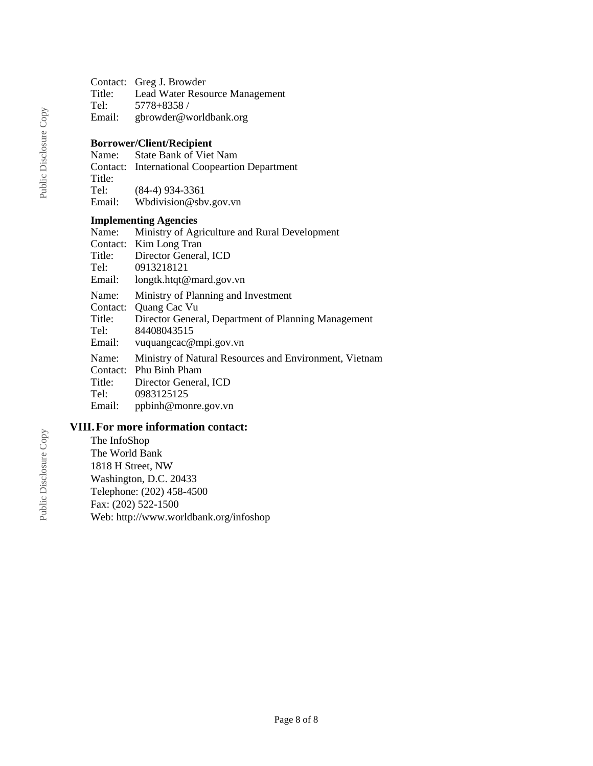Contact: Greg J. Browder
Title: Lead Water Resource Management
Tel: 5778+8358 /
Email: gbrowder@worldbank.org

**Borrower/Client/Recipient**

Name: State Bank of Viet Nam
Contact: International Coopeartion Department
Title:
Tel: (84-4) 934-3361
Email: Wbdivision@sbv.gov.vn

**Implementing Agencies**

Name: Ministry of Agriculture and Rural Development
Contact: Kim Long Tran
Title: Director General, ICD
Tel: 0913218121
Email: longtk.htqt@mard.gov.vn

Name: Ministry of Planning and Investment
Contact: Quang Cac Vu
Title: Director General, Department of Planning Management
Tel: 84408043515
Email: vuquangcac@mpi.gov.vn

Name: Ministry of Natural Resources and Environment, Vietnam
Contact: Phu Binh Pham
Title: Director General, ICD
Tel: 0983125125
Email: ppbinh@monre.gov.vn

## VIII. For more information contact:

The InfoShop
The World Bank
1818 H Street, NW
Washington, D.C. 20433
Telephone: (202) 458-4500
Fax: (202) 522-1500
Web: http://www.worldbank.org/infoshop